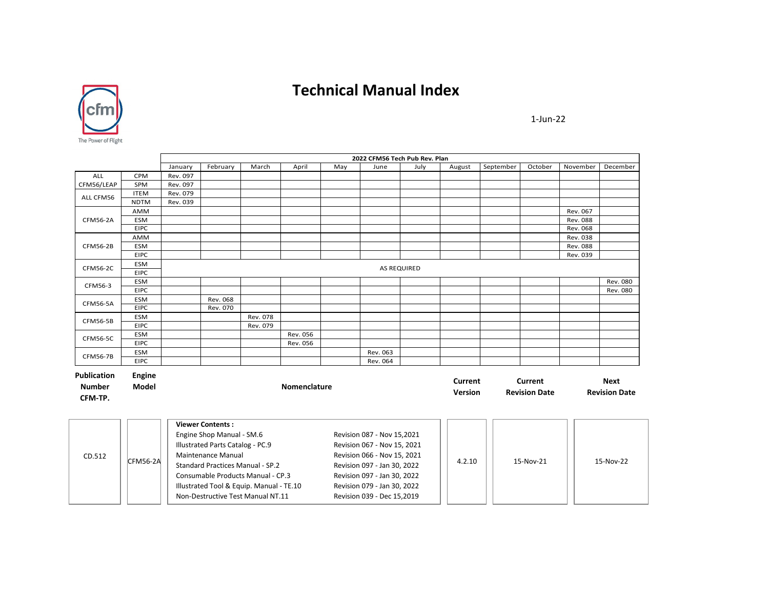# Technical Manual Index

1-Jun-22

| | | 2022 CFM56 Tech Pub Rev. Plan | | | | | | | | | | | |
|---|---|---|---|---|---|---|---|---|---|---|---|---|---|
| | | January | February | March | April | May | June | July | August | September | October | November | December |
| ALL CFM56/LEAP | CPM | Rev. 097 | | | | | | | | | | | |
| | SPM | Rev. 097 | | | | | | | | | | | |
| ALL CFM56 | ITEM | Rev. 079 | | | | | | | | | | | |
| | NDTM | Rev. 039 | | | | | | | | | | | |
| CFM56-2A | AMM | | | | | | | | | | | Rev. 067 | |
| | ESM | | | | | | | | | | | Rev. 088 | |
| | EIPC | | | | | | | | | | | Rev. 068 | |
| CFM56-2B | AMM | | | | | | | | | | | Rev. 038 | |
| | ESM | | | | | | | | | | | Rev. 088 | |
| | EIPC | | | | | | | | | | | Rev. 039 | |
| CFM56-2C | ESM | AS REQUIRED | | | | | | | | | | | |
| | EIPC | | | | | | | | | | | | |
| CFM56-3 | ESM | | | | | | | | | | | | Rev. 080 |
| | EIPC | | | | | | | | | | | | Rev. 080 |
| CFM56-5A | ESM | | Rev. 068 | | | | | | | | | | |
| | EIPC | | Rev. 070 | | | | | | | | | | |
| CFM56-5B | ESM | | | Rev. 078 | | | | | | | | | |
| | EIPC | | | Rev. 079 | | | | | | | | | |
| CFM56-5C | ESM | | | | Rev. 056 | | | | | | | | |
| | EIPC | | | | Rev. 056 | | | | | | | | |
| CFM56-7B | ESM | | | | | | Rev. 063 | | | | | | |
| | EIPC | | | | | | Rev. 064 | | | | | | |

| Publication Number CFM-TP. | Engine Model | Nomenclature | Current Version | Current Revision Date | Next Revision Date |
|---|---|---|---|---|---|
| CD.512 | CFM56-2A | **Viewer Contents :**<br>Engine Shop Manual - SM.6 — Revision 087 - Nov 15,2021<br>Illustrated Parts Catalog - PC.9 — Revision 067 - Nov 15, 2021<br>Maintenance Manual — Revision 066 - Nov 15, 2021<br>Standard Practices Manual - SP.2 — Revision 097 - Jan 30, 2022<br>Consumable Products Manual - CP.3 — Revision 097 - Jan 30, 2022<br>Illustrated Tool & Equip. Manual - TE.10 — Revision 079 - Jan 30, 2022<br>Non-Destructive Test Manual NT.11 — Revision 039 - Dec 15,2019 | 4.2.10 | 15-Nov-21 | 15-Nov-22 |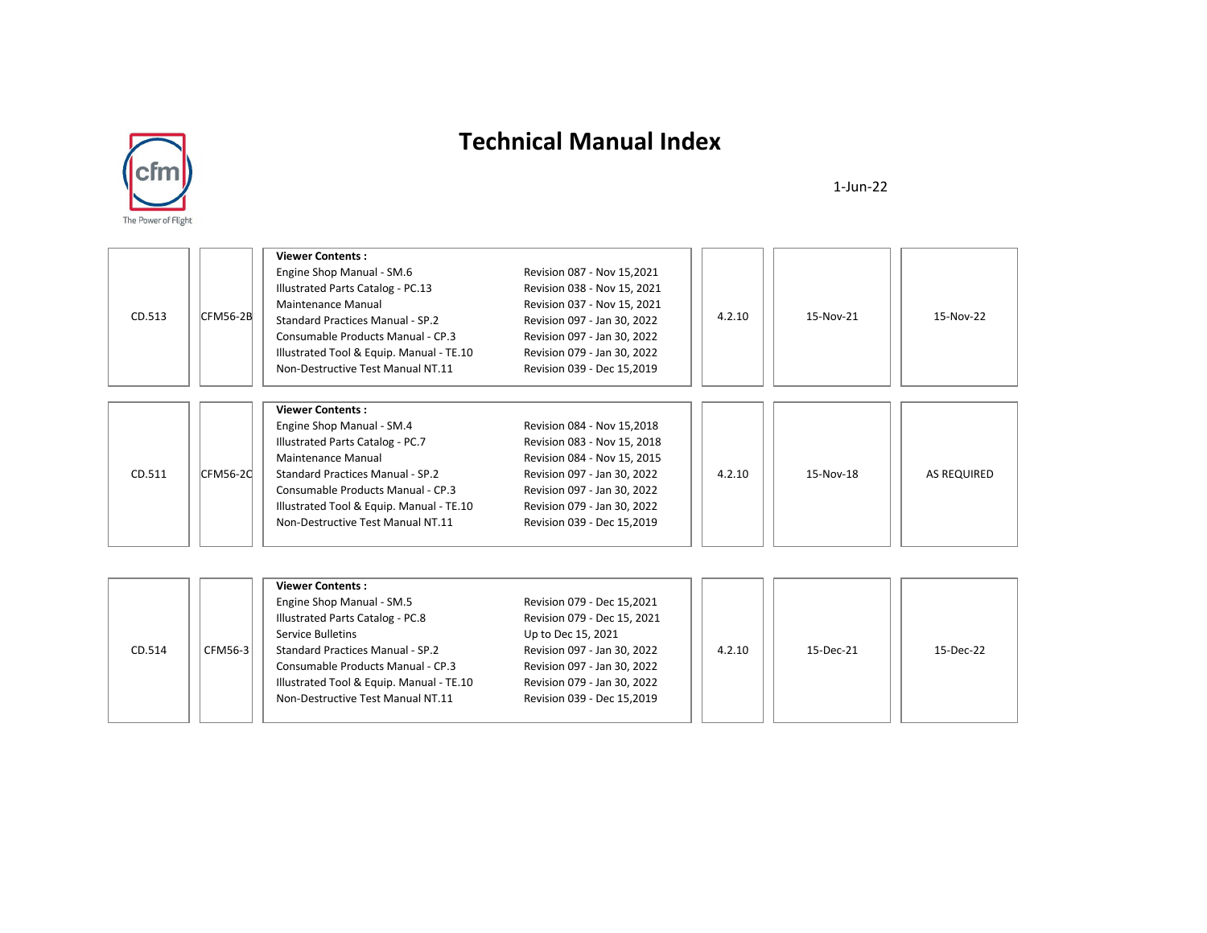# Technical Manual Index

1-Jun-22

| | | | | | |
|---|---|---|---|---|---|
| CD.513 | CFM56-2B | **Viewer Contents :**<br>Engine Shop Manual - SM.6 — Revision 087 - Nov 15,2021<br>Illustrated Parts Catalog - PC.13 — Revision 038 - Nov 15, 2021<br>Maintenance Manual — Revision 037 - Nov 15, 2021<br>Standard Practices Manual - SP.2 — Revision 097 - Jan 30, 2022<br>Consumable Products Manual - CP.3 — Revision 097 - Jan 30, 2022<br>Illustrated Tool & Equip. Manual - TE.10 — Revision 079 - Jan 30, 2022<br>Non-Destructive Test Manual NT.11 — Revision 039 - Dec 15,2019 | 4.2.10 | 15-Nov-21 | 15-Nov-22 |
| CD.511 | CFM56-2C | **Viewer Contents :**<br>Engine Shop Manual - SM.4 — Revision 084 - Nov 15,2018<br>Illustrated Parts Catalog - PC.7 — Revision 083 - Nov 15, 2018<br>Maintenance Manual — Revision 084 - Nov 15, 2015<br>Standard Practices Manual - SP.2 — Revision 097 - Jan 30, 2022<br>Consumable Products Manual - CP.3 — Revision 097 - Jan 30, 2022<br>Illustrated Tool & Equip. Manual - TE.10 — Revision 079 - Jan 30, 2022<br>Non-Destructive Test Manual NT.11 — Revision 039 - Dec 15,2019 | 4.2.10 | 15-Nov-18 | AS REQUIRED |
| CD.514 | CFM56-3 | **Viewer Contents :**<br>Engine Shop Manual - SM.5 — Revision 079 - Dec 15,2021<br>Illustrated Parts Catalog - PC.8 — Revision 079 - Dec 15, 2021<br>Service Bulletins — Up to Dec 15, 2021<br>Standard Practices Manual - SP.2 — Revision 097 - Jan 30, 2022<br>Consumable Products Manual - CP.3 — Revision 097 - Jan 30, 2022<br>Illustrated Tool & Equip. Manual - TE.10 — Revision 079 - Jan 30, 2022<br>Non-Destructive Test Manual NT.11 — Revision 039 - Dec 15,2019 | 4.2.10 | 15-Dec-21 | 15-Dec-22 |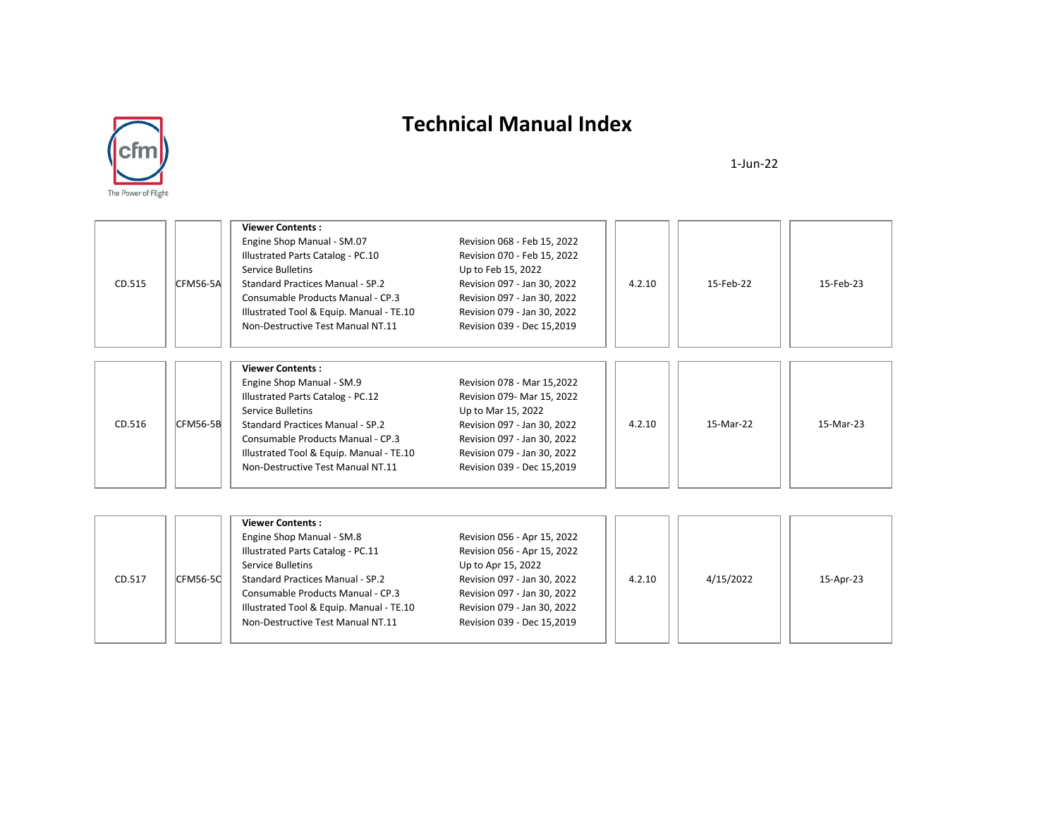# Technical Manual Index

1-Jun-22

| | | | | | | |
|---|---|---|---|---|---|---|
| CD.515 | CFM56-5A | **Viewer Contents :**<br>Engine Shop Manual - SM.07<br>Illustrated Parts Catalog - PC.10<br>Service Bulletins<br>Standard Practices Manual - SP.2<br>Consumable Products Manual - CP.3<br>Illustrated Tool & Equip. Manual - TE.10<br>Non-Destructive Test Manual NT.11 | <br>Revision 068 - Feb 15, 2022<br>Revision 070 - Feb 15, 2022<br>Up to Feb 15, 2022<br>Revision 097 - Jan 30, 2022<br>Revision 097 - Jan 30, 2022<br>Revision 079 - Jan 30, 2022<br>Revision 039 - Dec 15,2019 | 4.2.10 | 15-Feb-22 | 15-Feb-23 |
| CD.516 | CFM56-5B | **Viewer Contents :**<br>Engine Shop Manual - SM.9<br>Illustrated Parts Catalog - PC.12<br>Service Bulletins<br>Standard Practices Manual - SP.2<br>Consumable Products Manual - CP.3<br>Illustrated Tool & Equip. Manual - TE.10<br>Non-Destructive Test Manual NT.11 | <br>Revision 078 - Mar 15,2022<br>Revision 079- Mar 15, 2022<br>Up to Mar 15, 2022<br>Revision 097 - Jan 30, 2022<br>Revision 097 - Jan 30, 2022<br>Revision 079 - Jan 30, 2022<br>Revision 039 - Dec 15,2019 | 4.2.10 | 15-Mar-22 | 15-Mar-23 |
| CD.517 | CFM56-5C | **Viewer Contents :**<br>Engine Shop Manual - SM.8<br>Illustrated Parts Catalog - PC.11<br>Service Bulletins<br>Standard Practices Manual - SP.2<br>Consumable Products Manual - CP.3<br>Illustrated Tool & Equip. Manual - TE.10<br>Non-Destructive Test Manual NT.11 | <br>Revision 056 - Apr 15, 2022<br>Revision 056 - Apr 15, 2022<br>Up to Apr 15, 2022<br>Revision 097 - Jan 30, 2022<br>Revision 097 - Jan 30, 2022<br>Revision 079 - Jan 30, 2022<br>Revision 039 - Dec 15,2019 | 4.2.10 | 4/15/2022 | 15-Apr-23 |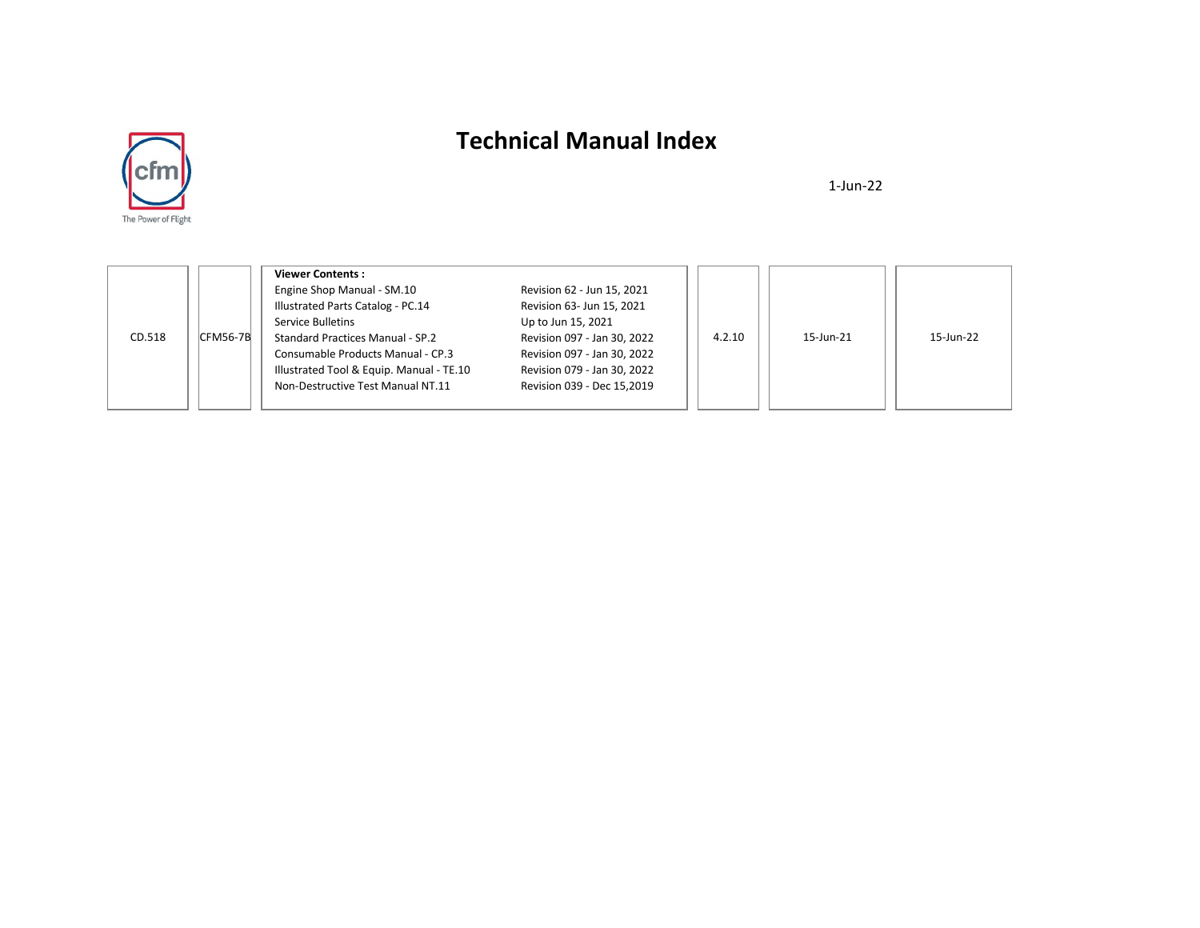# Technical Manual Index

1-Jun-22

| | | | | | | |
|---|---|---|---|---|---|---|
| CD.518 | CFM56-7B | **Viewer Contents :**<br>Engine Shop Manual - SM.10<br>Illustrated Parts Catalog - PC.14<br>Service Bulletins<br>Standard Practices Manual - SP.2<br>Consumable Products Manual - CP.3<br>Illustrated Tool & Equip. Manual - TE.10<br>Non-Destructive Test Manual NT.11 | <br>Revision 62 - Jun 15, 2021<br>Revision 63- Jun 15, 2021<br>Up to Jun 15, 2021<br>Revision 097 - Jan 30, 2022<br>Revision 097 - Jan 30, 2022<br>Revision 079 - Jan 30, 2022<br>Revision 039 - Dec 15,2019 | 4.2.10 | 15-Jun-21 | 15-Jun-22 |